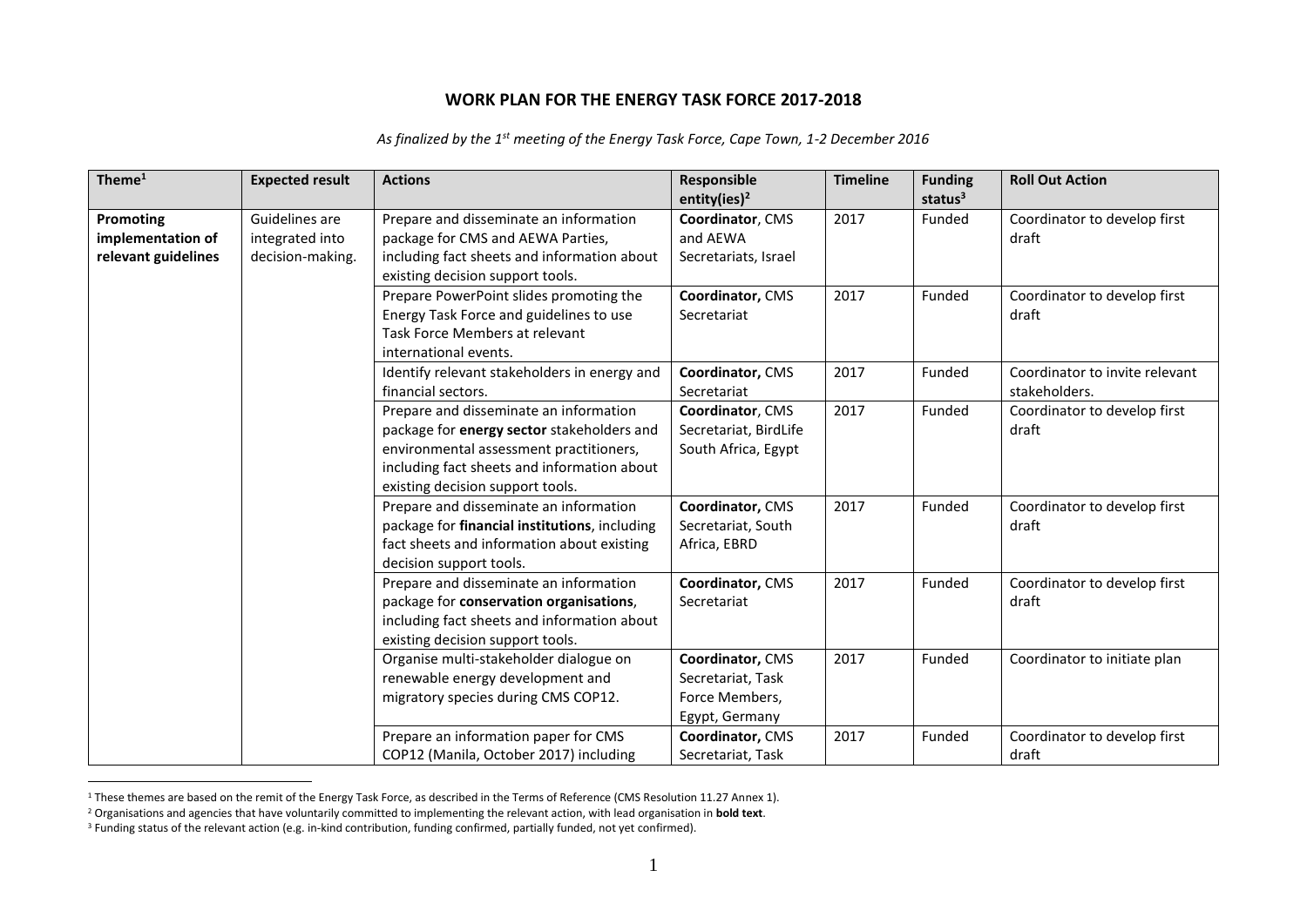## WORK PLAN FOR THE ENERGY TASK FORCE 2017-2018

*As finalized by the 1st meeting of the Energy Task Force, Cape Town, 1-2 December 2016*

| Theme[1] | Expected result | Actions | Responsible entity(ies)[2] | Timeline | Funding status[3] | Roll Out Action |
|---|---|---|---|---|---|---|
| **Promoting implementation of relevant guidelines** | Guidelines are integrated into decision-making. | Prepare and disseminate an information package for CMS and AEWA Parties, including fact sheets and information about existing decision support tools. | **Coordinator**, CMS and AEWA Secretariats, Israel | 2017 | Funded | Coordinator to develop first draft |
| | | Prepare PowerPoint slides promoting the Energy Task Force and guidelines to use Task Force Members at relevant international events. | **Coordinator,** CMS Secretariat | 2017 | Funded | Coordinator to develop first draft |
| | | Identify relevant stakeholders in energy and financial sectors. | **Coordinator,** CMS Secretariat | 2017 | Funded | Coordinator to invite relevant stakeholders. |
| | | Prepare and disseminate an information package for **energy sector** stakeholders and environmental assessment practitioners, including fact sheets and information about existing decision support tools. | **Coordinator**, CMS Secretariat, BirdLife South Africa, Egypt | 2017 | Funded | Coordinator to develop first draft |
| | | Prepare and disseminate an information package for **financial institutions**, including fact sheets and information about existing decision support tools. | **Coordinator,** CMS Secretariat, South Africa, EBRD | 2017 | Funded | Coordinator to develop first draft |
| | | Prepare and disseminate an information package for **conservation organisations**, including fact sheets and information about existing decision support tools. | **Coordinator,** CMS Secretariat | 2017 | Funded | Coordinator to develop first draft |
| | | Organise multi-stakeholder dialogue on renewable energy development and migratory species during CMS COP12. | **Coordinator,** CMS Secretariat, Task Force Members, Egypt, Germany | 2017 | Funded | Coordinator to initiate plan |
| | | Prepare an information paper for CMS COP12 (Manila, October 2017) including | **Coordinator,** CMS Secretariat, Task | 2017 | Funded | Coordinator to develop first draft |

[1] These themes are based on the remit of the Energy Task Force, as described in the Terms of Reference (CMS Resolution 11.27 Annex 1).

[2] Organisations and agencies that have voluntarily committed to implementing the relevant action, with lead organisation in **bold text**.

[3] Funding status of the relevant action (e.g. in-kind contribution, funding confirmed, partially funded, not yet confirmed).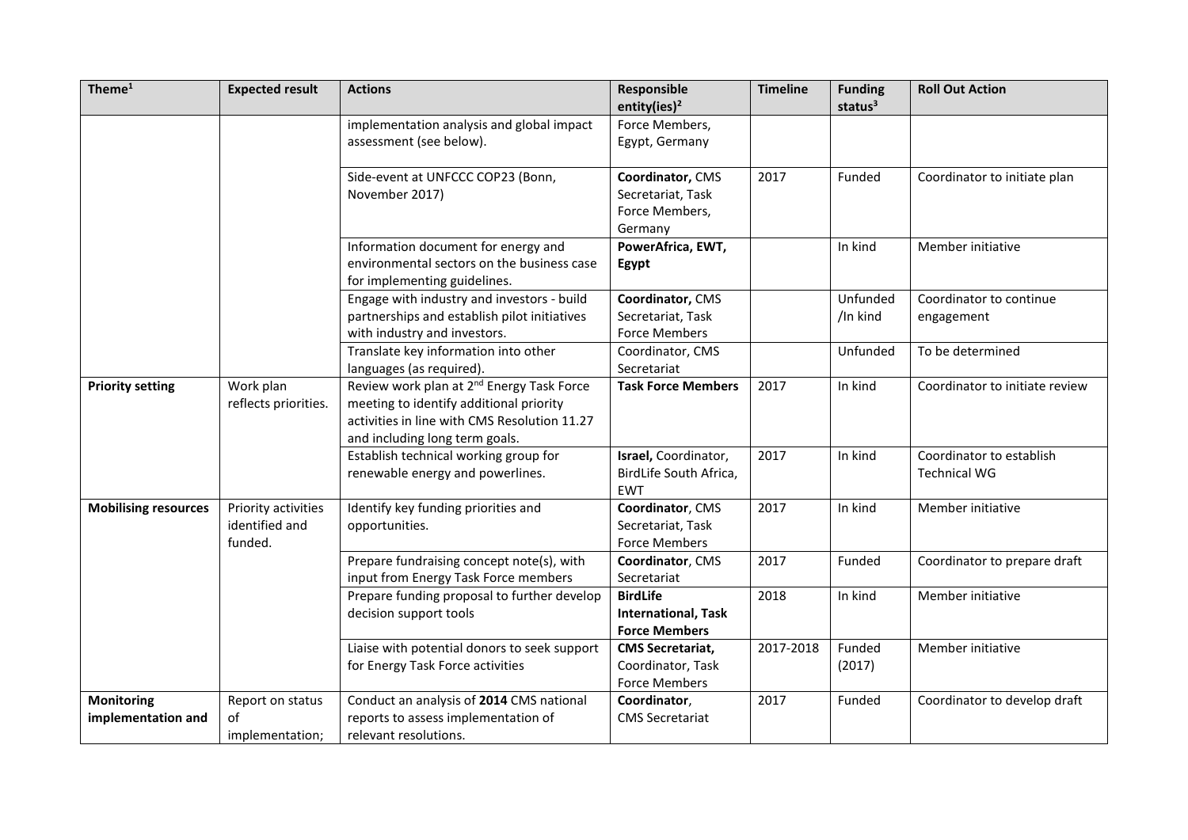| Theme[1] | Expected result | Actions | Responsible entity(ies)[2] | Timeline | Funding status[3] | Roll Out Action |
|---|---|---|---|---|---|---|
| | | implementation analysis and global impact assessment (see below). | Force Members, Egypt, Germany | | | |
| | | Side-event at UNFCCC COP23 (Bonn, November 2017) | **Coordinator,** CMS Secretariat, Task Force Members, Germany | 2017 | Funded | Coordinator to initiate plan |
| | | Information document for energy and environmental sectors on the business case for implementing guidelines. | **PowerAfrica, EWT, Egypt** | | In kind | Member initiative |
| | | Engage with industry and investors - build partnerships and establish pilot initiatives with industry and investors. | **Coordinator,** CMS Secretariat, Task Force Members | | Unfunded /In kind | Coordinator to continue engagement |
| | | Translate key information into other languages (as required). | Coordinator, CMS Secretariat | | Unfunded | To be determined |
| **Priority setting** | Work plan reflects priorities. | Review work plan at 2nd Energy Task Force meeting to identify additional priority activities in line with CMS Resolution 11.27 and including long term goals. | **Task Force Members** | 2017 | In kind | Coordinator to initiate review |
| | | Establish technical working group for renewable energy and powerlines. | **Israel,** Coordinator, BirdLife South Africa, EWT | 2017 | In kind | Coordinator to establish Technical WG |
| **Mobilising resources** | Priority activities identified and funded. | Identify key funding priorities and opportunities. | **Coordinator**, CMS Secretariat, Task Force Members | 2017 | In kind | Member initiative |
| | | Prepare fundraising concept note(s), with input from Energy Task Force members | **Coordinator**, CMS Secretariat | 2017 | Funded | Coordinator to prepare draft |
| | | Prepare funding proposal to further develop decision support tools | **BirdLife International, Task Force Members** | 2018 | In kind | Member initiative |
| | | Liaise with potential donors to seek support for Energy Task Force activities | **CMS Secretariat,** Coordinator, Task Force Members | 2017-2018 | Funded (2017) | Member initiative |
| **Monitoring implementation and** | Report on status of implementation; | Conduct an analysis of **2014** CMS national reports to assess implementation of relevant resolutions. | **Coordinator**, CMS Secretariat | 2017 | Funded | Coordinator to develop draft |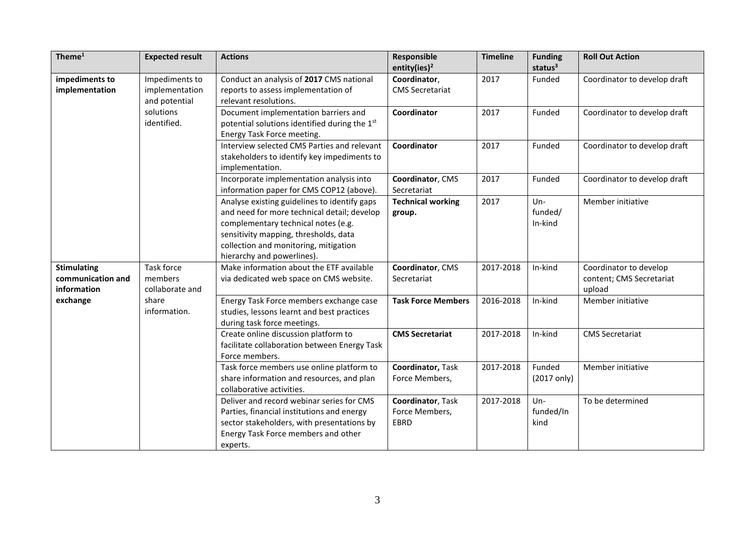| Theme[1] | Expected result | Actions | Responsible entity(ies)[2] | Timeline | Funding status[3] | Roll Out Action |
|---|---|---|---|---|---|---|
| **impediments to implementation** | Impediments to implementation and potential solutions identified. | Conduct an analysis of **2017** CMS national reports to assess implementation of relevant resolutions. | **Coordinator**, CMS Secretariat | 2017 | Funded | Coordinator to develop draft |
| | | Document implementation barriers and potential solutions identified during the 1st Energy Task Force meeting. | **Coordinator** | 2017 | Funded | Coordinator to develop draft |
| | | Interview selected CMS Parties and relevant stakeholders to identify key impediments to implementation. | **Coordinator** | 2017 | Funded | Coordinator to develop draft |
| | | Incorporate implementation analysis into information paper for CMS COP12 (above). | **Coordinator**, CMS Secretariat | 2017 | Funded | Coordinator to develop draft |
| | | Analyse existing guidelines to identify gaps and need for more technical detail; develop complementary technical notes (e.g. sensitivity mapping, thresholds, data collection and monitoring, mitigation hierarchy and powerlines). | **Technical working group.** | 2017 | Un-funded/ In-kind | Member initiative |
| **Stimulating communication and information exchange** | Task force members collaborate and share information. | Make information about the ETF available via dedicated web space on CMS website. | **Coordinator**, CMS Secretariat | 2017-2018 | In-kind | Coordinator to develop content; CMS Secretariat upload |
| | | Energy Task Force members exchange case studies, lessons learnt and best practices during task force meetings. | **Task Force Members** | 2016-2018 | In-kind | Member initiative |
| | | Create online discussion platform to facilitate collaboration between Energy Task Force members. | **CMS Secretariat** | 2017-2018 | In-kind | CMS Secretariat |
| | | Task force members use online platform to share information and resources, and plan collaborative activities. | **Coordinator,** Task Force Members, | 2017-2018 | Funded (2017 only) | Member initiative |
| | | Deliver and record webinar series for CMS Parties, financial institutions and energy sector stakeholders, with presentations by Energy Task Force members and other experts. | **Coordinator**, Task Force Members, EBRD | 2017-2018 | Un-funded/In kind | To be determined |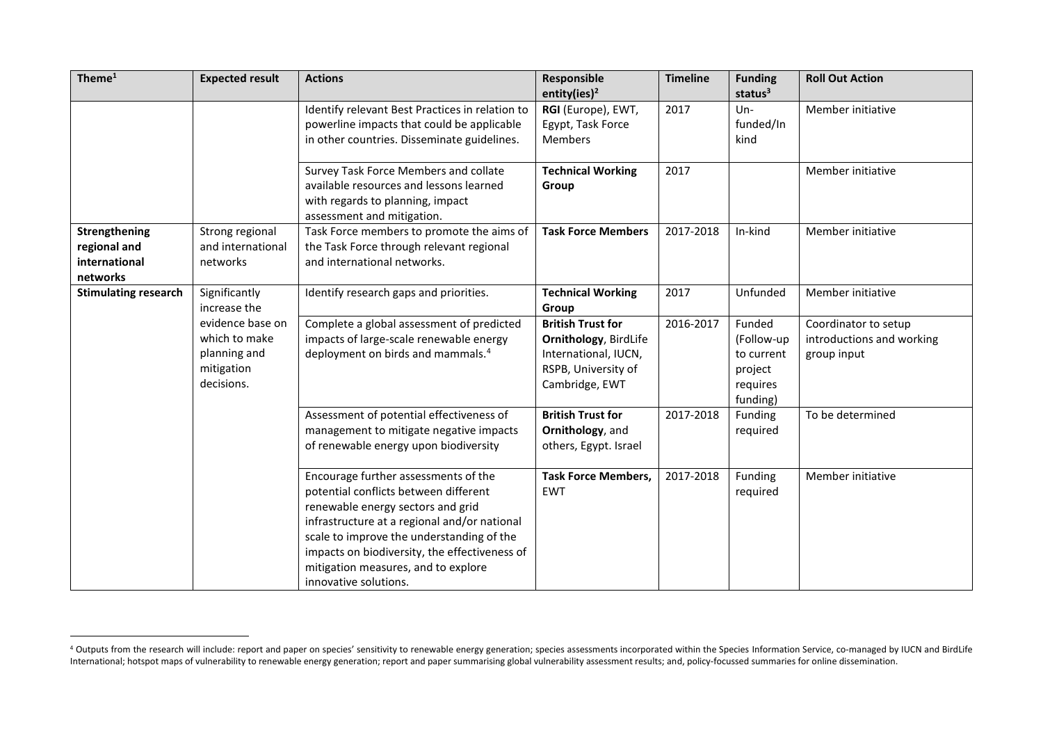| Theme[1] | Expected result | Actions | Responsible entity(ies)[2] | Timeline | Funding status[3] | Roll Out Action |
|---|---|---|---|---|---|---|
| | | Identify relevant Best Practices in relation to powerline impacts that could be applicable in other countries. Disseminate guidelines. | **RGI** (Europe), EWT, Egypt, Task Force Members | 2017 | Un-funded/In kind | Member initiative |
| | | Survey Task Force Members and collate available resources and lessons learned with regards to planning, impact assessment and mitigation. | **Technical Working Group** | 2017 | | Member initiative |
| **Strengthening regional and international networks** | Strong regional and international networks | Task Force members to promote the aims of the Task Force through relevant regional and international networks. | **Task Force Members** | 2017-2018 | In-kind | Member initiative |
| **Stimulating research** | Significantly increase the evidence base on which to make planning and mitigation decisions. | Identify research gaps and priorities. | **Technical Working Group** | 2017 | Unfunded | Member initiative |
| | | Complete a global assessment of predicted impacts of large-scale renewable energy deployment on birds and mammals.[4] | **British Trust for Ornithology**, BirdLife International, IUCN, RSPB, University of Cambridge, EWT | 2016-2017 | Funded (Follow-up to current project requires funding) | Coordinator to setup introductions and working group input |
| | | Assessment of potential effectiveness of management to mitigate negative impacts of renewable energy upon biodiversity | **British Trust for Ornithology**, and others, Egypt. Israel | 2017-2018 | Funding required | To be determined |
| | | Encourage further assessments of the potential conflicts between different renewable energy sectors and grid infrastructure at a regional and/or national scale to improve the understanding of the impacts on biodiversity, the effectiveness of mitigation measures, and to explore innovative solutions. | **Task Force Members**, EWT | 2017-2018 | Funding required | Member initiative |

[4] Outputs from the research will include: report and paper on species' sensitivity to renewable energy generation; species assessments incorporated within the Species Information Service, co-managed by IUCN and BirdLife International; hotspot maps of vulnerability to renewable energy generation; report and paper summarising global vulnerability assessment results; and, policy-focussed summaries for online dissemination.